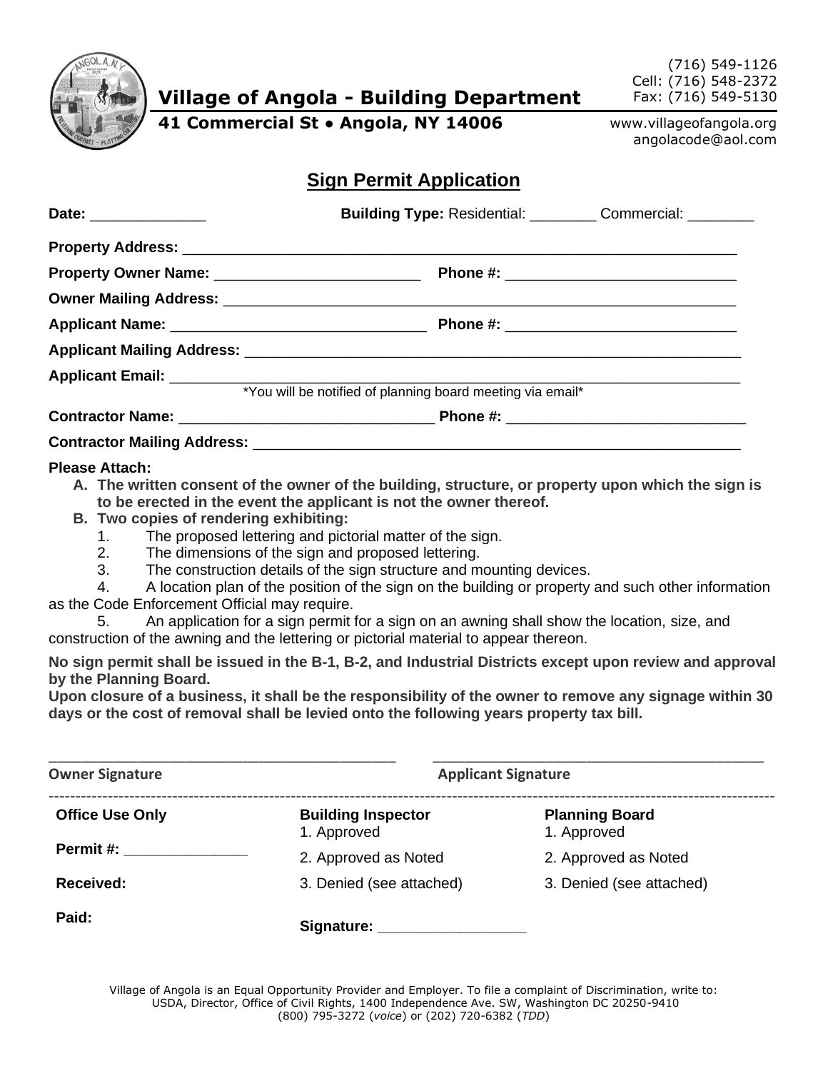# Village of Angola - Building Department

**41 Commercial St • Angola, NY 14006**

(716) 549-1126
Cell: (716) 548-2372
Fax: (716) 549-5130

www.villageofangola.org
angolacode@aol.com

## Sign Permit Application

**Date:** ______________ **Building Type:** Residential: ________ Commercial: ________

**Property Address:** ______________________________________________________________________

**Property Owner Name:** _________________________ **Phone #:** ____________________________

**Owner Mailing Address:** _________________________________________________________________

**Applicant Name:** ______________________________ **Phone #:** ____________________________

**Applicant Mailing Address:** ______________________________________________________________

**Applicant Email:** _______________________________________________________________________

*You will be notified of planning board meeting via email*

**Contractor Name:** _______________________________ **Phone #:** _____________________________

**Contractor Mailing Address:** _____________________________________________________________

**Please Attach:**

- **A. The written consent of the owner of the building, structure, or property upon which the sign is to be erected in the event the applicant is not the owner thereof.**
- **B. Two copies of rendering exhibiting:**
  1. The proposed lettering and pictorial matter of the sign.
  2. The dimensions of the sign and proposed lettering.
  3. The construction details of the sign structure and mounting devices.
  4. A location plan of the position of the sign on the building or property and such other information as the Code Enforcement Official may require.
  5. An application for a sign permit for a sign on an awning shall show the location, size, and construction of the awning and the lettering or pictorial material to appear thereon.

**No sign permit shall be issued in the B-1, B-2, and Industrial Districts except upon review and approval by the Planning Board.**
**Upon closure of a business, it shall be the responsibility of the owner to remove any signage within 30 days or the cost of removal shall be levied onto the following years property tax bill.**

_____________________________________________ _____________________________________________

**Owner Signature** **Applicant Signature**

---

| **Office Use Only** | **Building Inspector** | **Planning Board** |
|---|---|---|
| | 1. Approved | 1. Approved |
| **Permit #:** _______________ | 2. Approved as Noted | 2. Approved as Noted |
| **Received:** | 3. Denied (see attached) | 3. Denied (see attached) |
| **Paid:** | **Signature:** __________________ | |

Village of Angola is an Equal Opportunity Provider and Employer. To file a complaint of Discrimination, write to: USDA, Director, Office of Civil Rights, 1400 Independence Ave. SW, Washington DC 20250-9410 (800) 795-3272 (*voice*) or (202) 720-6382 (*TDD*)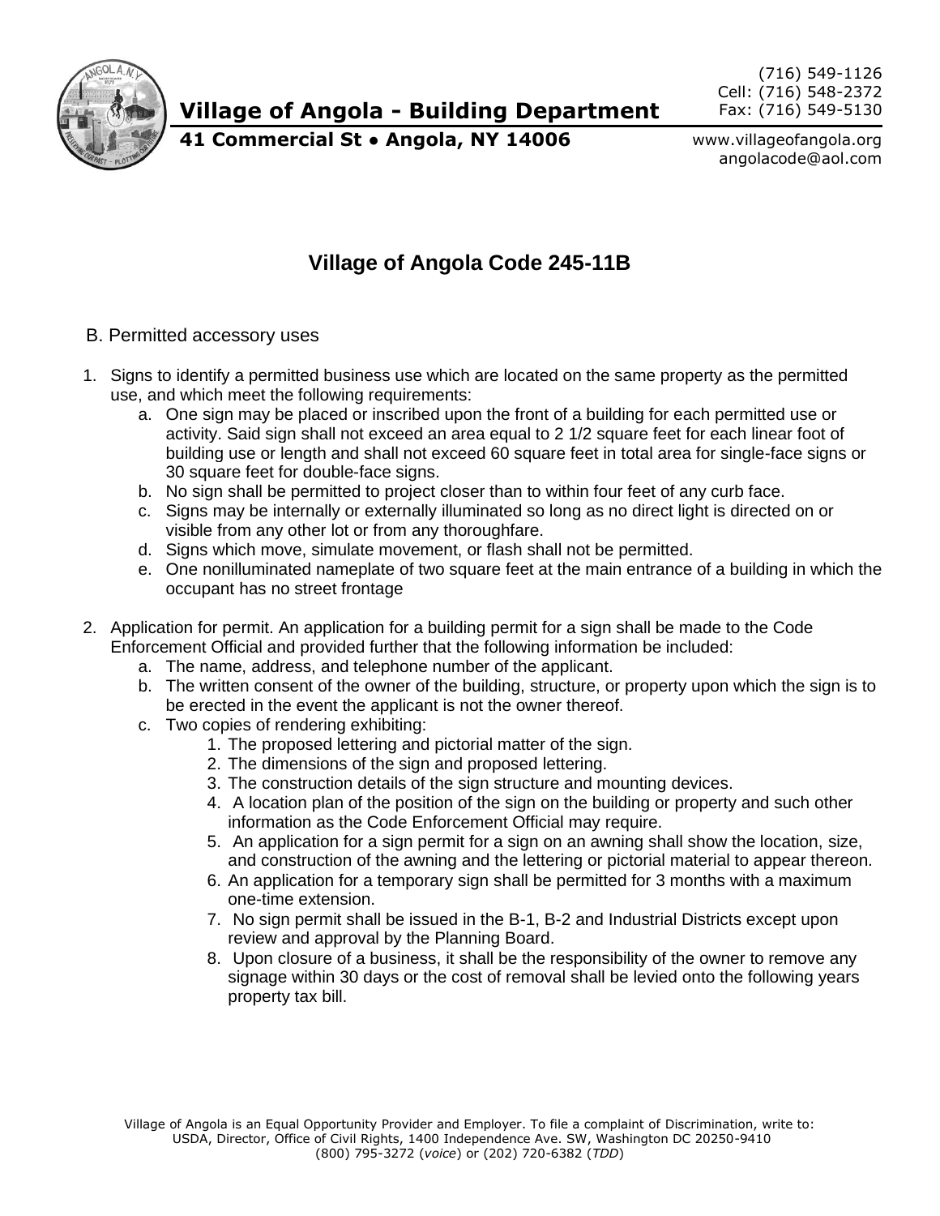**Village of Angola - Building Department**

**41 Commercial St • Angola, NY 14006**

(716) 549-1126
Cell: (716) 548-2372
Fax: (716) 549-5130

www.villageofangola.org
angolacode@aol.com

# Village of Angola Code 245-11B

B. Permitted accessory uses

1. Signs to identify a permitted business use which are located on the same property as the permitted use, and which meet the following requirements:
    a. One sign may be placed or inscribed upon the front of a building for each permitted use or activity. Said sign shall not exceed an area equal to 2 1/2 square feet for each linear foot of building use or length and shall not exceed 60 square feet in total area for single-face signs or 30 square feet for double-face signs.
    b. No sign shall be permitted to project closer than to within four feet of any curb face.
    c. Signs may be internally or externally illuminated so long as no direct light is directed on or visible from any other lot or from any thoroughfare.
    d. Signs which move, simulate movement, or flash shall not be permitted.
    e. One nonilluminated nameplate of two square feet at the main entrance of a building in which the occupant has no street frontage

2. Application for permit. An application for a building permit for a sign shall be made to the Code Enforcement Official and provided further that the following information be included:
    a. The name, address, and telephone number of the applicant.
    b. The written consent of the owner of the building, structure, or property upon which the sign is to be erected in the event the applicant is not the owner thereof.
    c. Two copies of rendering exhibiting:
        1. The proposed lettering and pictorial matter of the sign.
        2. The dimensions of the sign and proposed lettering.
        3. The construction details of the sign structure and mounting devices.
        4. A location plan of the position of the sign on the building or property and such other information as the Code Enforcement Official may require.
        5. An application for a sign permit for a sign on an awning shall show the location, size, and construction of the awning and the lettering or pictorial material to appear thereon.
        6. An application for a temporary sign shall be permitted for 3 months with a maximum one-time extension.
        7. No sign permit shall be issued in the B-1, B-2 and Industrial Districts except upon review and approval by the Planning Board.
        8. Upon closure of a business, it shall be the responsibility of the owner to remove any signage within 30 days or the cost of removal shall be levied onto the following years property tax bill.

Village of Angola is an Equal Opportunity Provider and Employer. To file a complaint of Discrimination, write to: USDA, Director, Office of Civil Rights, 1400 Independence Ave. SW, Washington DC 20250-9410 (800) 795-3272 (*voice*) or (202) 720-6382 (*TDD*)